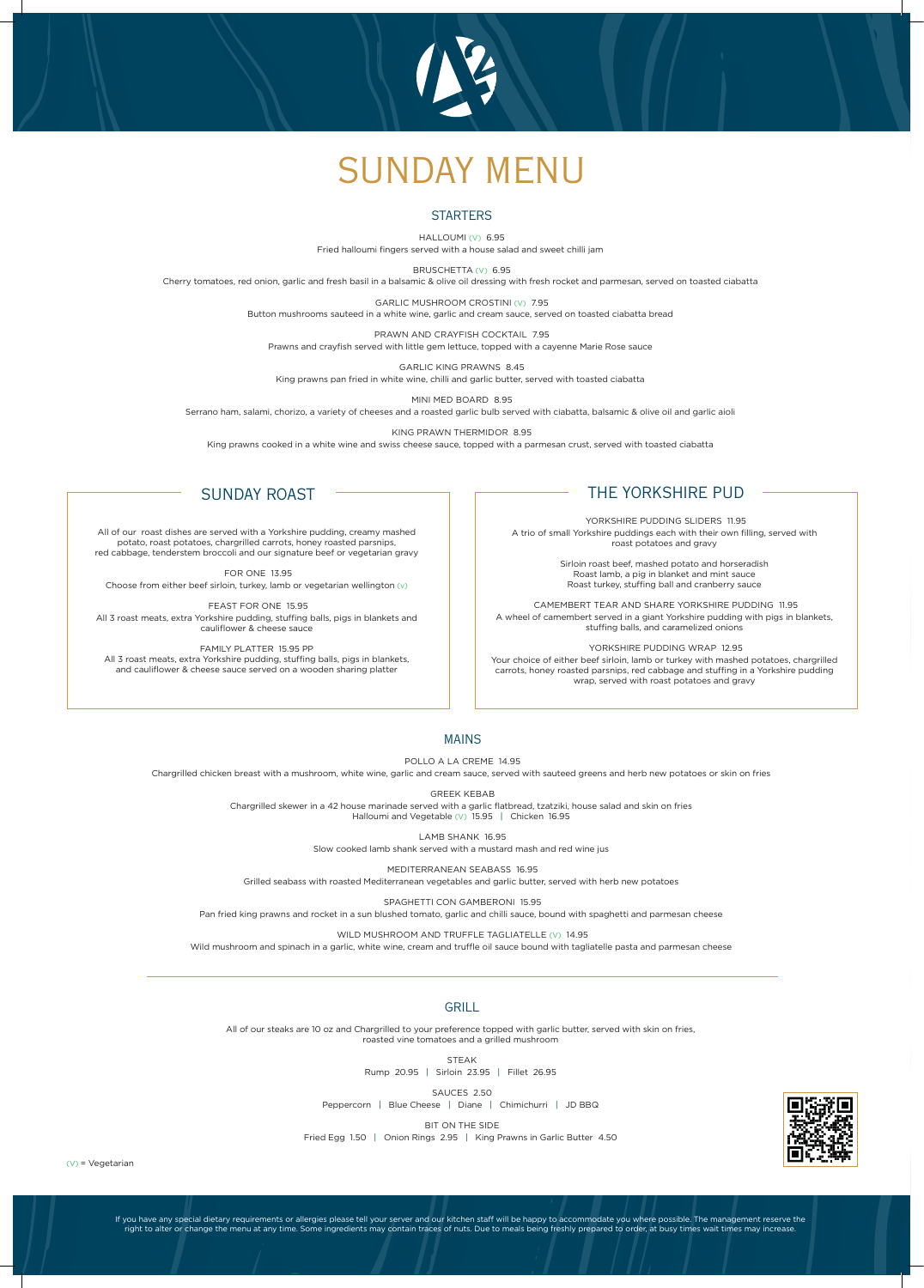# SUNDAY MENU

## STARTERS

HALLOUMI (V) 6.95
Fried halloumi fingers served with a house salad and sweet chilli jam

BRUSCHETTA (V) 6.95
Cherry tomatoes, red onion, garlic and fresh basil in a balsamic & olive oil dressing with fresh rocket and parmesan, served on toasted ciabatta

GARLIC MUSHROOM CROSTINI (V) 7.95
Button mushrooms sauteed in a white wine, garlic and cream sauce, served on toasted ciabatta bread

PRAWN AND CRAYFISH COCKTAIL 7.95
Prawns and crayfish served with little gem lettuce, topped with a cayenne Marie Rose sauce

GARLIC KING PRAWNS 8.45
King prawns pan fried in white wine, chilli and garlic butter, served with toasted ciabatta

MINI MED BOARD 8.95
Serrano ham, salami, chorizo, a variety of cheeses and a roasted garlic bulb served with ciabatta, balsamic & olive oil and garlic aioli

KING PRAWN THERMIDOR 8.95
King prawns cooked in a white wine and swiss cheese sauce, topped with a parmesan crust, served with toasted ciabatta

## SUNDAY ROAST

All of our roast dishes are served with a Yorkshire pudding, creamy mashed potato, roast potatoes, chargrilled carrots, honey roasted parsnips, red cabbage, tenderstem broccoli and our signature beef or vegetarian gravy

FOR ONE 13.95
Choose from either beef sirloin, turkey, lamb or vegetarian wellington (V)

FEAST FOR ONE 15.95
All 3 roast meats, extra Yorkshire pudding, stuffing balls, pigs in blankets and cauliflower & cheese sauce

FAMILY PLATTER 15.95 PP
All 3 roast meats, extra Yorkshire pudding, stuffing balls, pigs in blankets, and cauliflower & cheese sauce served on a wooden sharing platter

## THE YORKSHIRE PUD

YORKSHIRE PUDDING SLIDERS 11.95
A trio of small Yorkshire puddings each with their own filling, served with roast potatoes and gravy

Sirloin roast beef, mashed potato and horseradish
Roast lamb, a pig in blanket and mint sauce
Roast turkey, stuffing ball and cranberry sauce

CAMEMBERT TEAR AND SHARE YORKSHIRE PUDDING 11.95
A wheel of camembert served in a giant Yorkshire pudding with pigs in blankets, stuffing balls, and caramelized onions

YORKSHIRE PUDDING WRAP 12.95
Your choice of either beef sirloin, lamb or turkey with mashed potatoes, chargrilled carrots, honey roasted parsnips, red cabbage and stuffing in a Yorkshire pudding wrap, served with roast potatoes and gravy

## MAINS

POLLO A LA CREME 14.95
Chargrilled chicken breast with a mushroom, white wine, garlic and cream sauce, served with sauteed greens and herb new potatoes or skin on fries

GREEK KEBAB
Chargrilled skewer in a 42 house marinade served with a garlic flatbread, tzatziki, house salad and skin on fries
Halloumi and Vegetable (V) 15.95 | Chicken 16.95

LAMB SHANK 16.95
Slow cooked lamb shank served with a mustard mash and red wine jus

MEDITERRANEAN SEABASS 16.95
Grilled seabass with roasted Mediterranean vegetables and garlic butter, served with herb new potatoes

SPAGHETTI CON GAMBERONI 15.95
Pan fried king prawns and rocket in a sun blushed tomato, garlic and chilli sauce, bound with spaghetti and parmesan cheese

WILD MUSHROOM AND TRUFFLE TAGLIATELLE (V) 14.95
Wild mushroom and spinach in a garlic, white wine, cream and truffle oil sauce bound with tagliatelle pasta and parmesan cheese

## GRILL

All of our steaks are 10 oz and Chargrilled to your preference topped with garlic butter, served with skin on fries, roasted vine tomatoes and a grilled mushroom

STEAK
Rump 20.95 | Sirloin 23.95 | Fillet 26.95

SAUCES 2.50
Peppercorn | Blue Cheese | Diane | Chimichurri | JD BBQ

BIT ON THE SIDE
Fried Egg 1.50 | Onion Rings 2.95 | King Prawns in Garlic Butter 4.50

(V) = Vegetarian

If you have any special dietary requirements or allergies please tell your server and our kitchen staff will be happy to accommodate you where possible. The management reserve the right to alter or change the menu at any time. Some ingredients may contain traces of nuts. Due to meals being freshly prepared to order, at busy times wait times may increase.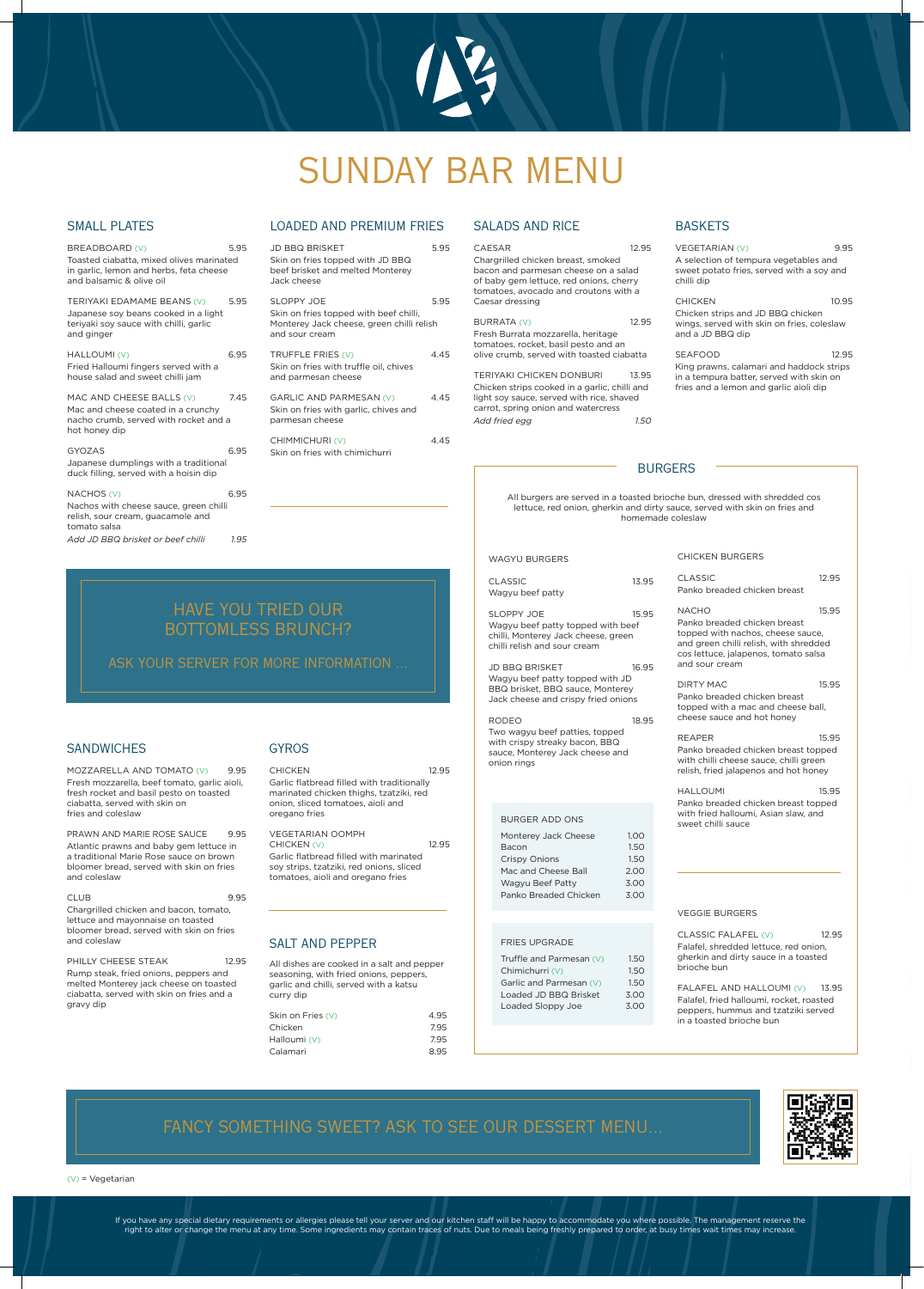# SUNDAY BAR MENU

## SMALL PLATES

**BREADBOARD (V)** 5.95
Toasted ciabatta, mixed olives marinated in garlic, lemon and herbs, feta cheese and balsamic & olive oil

**TERIYAKI EDAMAME BEANS (V)** 5.95
Japanese soy beans cooked in a light teriyaki soy sauce with chilli, garlic and ginger

**HALLOUMI (V)** 6.95
Fried Halloumi fingers served with a house salad and sweet chilli jam

**MAC AND CHEESE BALLS (V)** 7.45
Mac and cheese coated in a crunchy nacho crumb, served with rocket and a hot honey dip

**GYOZAS** 6.95
Japanese dumplings with a traditional duck filling, served with a hoisin dip

**NACHOS (V)** 6.95
Nachos with cheese sauce, green chilli relish, sour cream, guacamole and tomato salsa

*Add JD BBQ brisket or beef chilli* *1.95*

## LOADED AND PREMIUM FRIES

**JD BBQ BRISKET** 5.95
Skin on fries topped with JD BBQ beef brisket and melted Monterey Jack cheese

**SLOPPY JOE** 5.95
Skin on fries topped with beef chilli, Monterey Jack cheese, green chilli relish and sour cream

**TRUFFLE FRIES (V)** 4.45
Skin on fries with truffle oil, chives and parmesan cheese

**GARLIC AND PARMESAN (V)** 4.45
Skin on fries with garlic, chives and parmesan cheese

**CHIMMICHURI (V)** 4.45
Skin on fries with chimichurri

## SALADS AND RICE

**CAESAR** 12.95
Chargrilled chicken breast, smoked bacon and parmesan cheese on a salad of baby gem lettuce, red onions, cherry tomatoes, avocado and croutons with a Caesar dressing

**BURRATA (V)** 12.95
Fresh Burrata mozzarella, heritage tomatoes, rocket, basil pesto and an olive crumb, served with toasted ciabatta

**TERIYAKI CHICKEN DONBURI** 13.95
Chicken strips cooked in a garlic, chilli and light soy sauce, served with rice, shaved carrot, spring onion and watercress

*Add fried egg* *1.50*

## BASKETS

**VEGETARIAN (V)** 9.95
A selection of tempura vegetables and sweet potato fries, served with a soy and chilli dip

**CHICKEN** 10.95
Chicken strips and JD BBQ chicken wings, served with skin on fries, coleslaw and a JD BBQ dip

**SEAFOOD** 12.95
King prawns, calamari and haddock strips in a tempura batter, served with skin on fries and a lemon and garlic aioli dip

## HAVE YOU TRIED OUR BOTTOMLESS BRUNCH?

ASK YOUR SERVER FOR MORE INFORMATION ...

## BURGERS

All burgers are served in a toasted brioche bun, dressed with shredded cos lettuce, red onion, gherkin and dirty sauce, served with skin on fries and homemade coleslaw

### WAGYU BURGERS

**CLASSIC** 13.95
Wagyu beef patty

**SLOPPY JOE** 15.95
Wagyu beef patty topped with beef chilli, Monterey Jack cheese, green chilli relish and sour cream

**JD BBQ BRISKET** 16.95
Wagyu beef patty topped with JD BBQ brisket, BBQ sauce, Monterey Jack cheese and crispy fried onions

**RODEO** 18.95
Two wagyu beef patties, topped with crispy streaky bacon, BBQ sauce, Monterey Jack cheese and onion rings

### CHICKEN BURGERS

**CLASSIC** 12.95
Panko breaded chicken breast

**NACHO** 15.95
Panko breaded chicken breast topped with nachos, cheese sauce, and green chilli relish, with shredded cos lettuce, jalapenos, tomato salsa and sour cream

**DIRTY MAC** 15.95
Panko breaded chicken breast topped with a mac and cheese ball, cheese sauce and hot honey

**REAPER** 15.95
Panko breaded chicken breast topped with chilli cheese sauce, chilli green relish, fried jalapenos and hot honey

**HALLOUMI** 15.95
Panko breaded chicken breast topped with fried halloumi, Asian slaw, and sweet chilli sauce

### BURGER ADD ONS

| | |
|---|---|
| Monterey Jack Cheese | 1.00 |
| Bacon | 1.50 |
| Crispy Onions | 1.50 |
| Mac and Cheese Ball | 2.00 |
| Wagyu Beef Patty | 3.00 |
| Panko Breaded Chicken | 3.00 |

### FRIES UPGRADE

| | |
|---|---|
| Truffle and Parmesan (V) | 1.50 |
| Chimichurri (V) | 1.50 |
| Garlic and Parmesan (V) | 1.50 |
| Loaded JD BBQ Brisket | 3.00 |
| Loaded Sloppy Joe | 3.00 |

### VEGGIE BURGERS

**CLASSIC FALAFEL (V)** 12.95
Falafel, shredded lettuce, red onion, gherkin and dirty sauce in a toasted brioche bun

**FALAFEL AND HALLOUMI (V)** 13.95
Falafel, fried halloumi, rocket, roasted peppers, hummus and tzatziki served in a toasted brioche bun

## SANDWICHES

**MOZZARELLA AND TOMATO (V)** 9.95
Fresh mozzarella, beef tomato, garlic aioli, fresh rocket and basil pesto on toasted ciabatta, served with skin on fries and coleslaw

**PRAWN AND MARIE ROSE SAUCE** 9.95
Atlantic prawns and baby gem lettuce in a traditional Marie Rose sauce on brown bloomer bread, served with skin on fries and coleslaw

**CLUB** 9.95
Chargrilled chicken and bacon, tomato, lettuce and mayonnaise on toasted bloomer bread, served with skin on fries and coleslaw

**PHILLY CHEESE STEAK** 12.95
Rump steak, fried onions, peppers and melted Monterey jack cheese on toasted ciabatta, served with skin on fries and a gravy dip

## GYROS

**CHICKEN** 12.95
Garlic flatbread filled with traditionally marinated chicken thighs, tzatziki, red onion, sliced tomatoes, aioli and oregano fries

**VEGETARIAN OOMPH CHICKEN (V)** 12.95
Garlic flatbread filled with marinated soy strips, tzatziki, red onions, sliced tomatoes, aioli and oregano fries

## SALT AND PEPPER

All dishes are cooked in a salt and pepper seasoning, with fried onions, peppers, garlic and chilli, served with a katsu curry dip

| | |
|---|---|
| Skin on Fries (V) | 4.95 |
| Chicken | 7.95 |
| Halloumi (V) | 7.95 |
| Calamari | 8.95 |

## FANCY SOMETHING SWEET? ASK TO SEE OUR DESSERT MENU...

(V) = Vegetarian

If you have any special dietary requirements or allergies please tell your server and our kitchen staff will be happy to accommodate you where possible. The management reserve the right to alter or change the menu at any time. Some ingredients may contain traces of nuts. Due to meals being freshly prepared to order, at busy times wait times may increase.